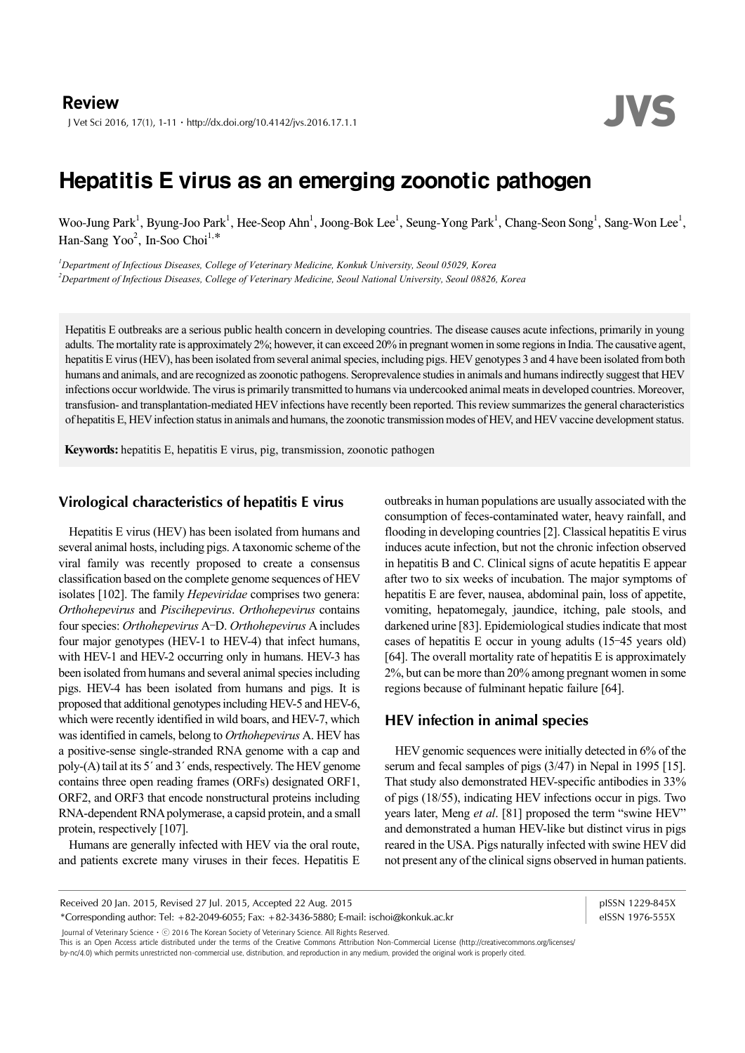Review

# Hepatitis E virus as an emerging zoonotic pathogen

Woo-Jung Park[1], Byung-Joo Park[1], Hee-Seop Ahn[1], Joong-Bok Lee[1], Seung-Yong Park[1], Chang-Seon Song[1], Sang-Won Lee[1], Han-Sang Yoo[2], In-Soo Choi[1,*]

[1]*Department of Infectious Diseases, College of Veterinary Medicine, Konkuk University, Seoul 05029, Korea*
[2]*Department of Infectious Diseases, College of Veterinary Medicine, Seoul National University, Seoul 08826, Korea*

Hepatitis E outbreaks are a serious public health concern in developing countries. The disease causes acute infections, primarily in young adults. The mortality rate is approximately 2%; however, it can exceed 20% in pregnant women in some regions in India. The causative agent, hepatitis E virus (HEV), has been isolated from several animal species, including pigs. HEV genotypes 3 and 4 have been isolated from both humans and animals, and are recognized as zoonotic pathogens. Seroprevalence studies in animals and humans indirectly suggest that HEV infections occur worldwide. The virus is primarily transmitted to humans via undercooked animal meats in developed countries. Moreover, transfusion- and transplantation-mediated HEV infections have recently been reported. This review summarizes the general characteristics of hepatitis E, HEV infection status in animals and humans, the zoonotic transmission modes of HEV, and HEV vaccine development status.

**Keywords:** hepatitis E, hepatitis E virus, pig, transmission, zoonotic pathogen

## Virological characteristics of hepatitis E virus

Hepatitis E virus (HEV) has been isolated from humans and several animal hosts, including pigs. A taxonomic scheme of the viral family was recently proposed to create a consensus classification based on the complete genome sequences of HEV isolates [102]. The family *Hepeviridae* comprises two genera: *Orthohepevirus* and *Piscihepevirus*. *Orthohepevirus* contains four species: *Orthohepevirus* A–D. *Orthohepevirus* A includes four major genotypes (HEV-1 to HEV-4) that infect humans, with HEV-1 and HEV-2 occurring only in humans. HEV-3 has been isolated from humans and several animal species including pigs. HEV-4 has been isolated from humans and pigs. It is proposed that additional genotypes including HEV-5 and HEV-6, which were recently identified in wild boars, and HEV-7, which was identified in camels, belong to *Orthohepevirus* A. HEV has a positive-sense single-stranded RNA genome with a cap and poly-(A) tail at its 5′ and 3′ ends, respectively. The HEV genome contains three open reading frames (ORFs) designated ORF1, ORF2, and ORF3 that encode nonstructural proteins including RNA-dependent RNA polymerase, a capsid protein, and a small protein, respectively [107].

Humans are generally infected with HEV via the oral route, and patients excrete many viruses in their feces. Hepatitis E outbreaks in human populations are usually associated with the consumption of feces-contaminated water, heavy rainfall, and flooding in developing countries [2]. Classical hepatitis E virus induces acute infection, but not the chronic infection observed in hepatitis B and C. Clinical signs of acute hepatitis E appear after two to six weeks of incubation. The major symptoms of hepatitis E are fever, nausea, abdominal pain, loss of appetite, vomiting, hepatomegaly, jaundice, itching, pale stools, and darkened urine [83]. Epidemiological studies indicate that most cases of hepatitis E occur in young adults (15–45 years old) [64]. The overall mortality rate of hepatitis E is approximately 2%, but can be more than 20% among pregnant women in some regions because of fulminant hepatic failure [64].

## HEV infection in animal species

HEV genomic sequences were initially detected in 6% of the serum and fecal samples of pigs (3/47) in Nepal in 1995 [15]. That study also demonstrated HEV-specific antibodies in 33% of pigs (18/55), indicating HEV infections occur in pigs. Two years later, Meng *et al*. [81] proposed the term "swine HEV" and demonstrated a human HEV-like but distinct virus in pigs reared in the USA. Pigs naturally infected with swine HEV did not present any of the clinical signs observed in human patients.

Received 20 Jan. 2015, Revised 27 Jul. 2015, Accepted 22 Aug. 2015
*Corresponding author: Tel: +82-2049-6055; Fax: +82-3436-5880; E-mail: ischoi@konkuk.ac.kr

pISSN 1229-845X
eISSN 1976-555X

Journal of Veterinary Science · © 2016 The Korean Society of Veterinary Science. All Rights Reserved.
This is an Open Access article distributed under the terms of the Creative Commons Attribution Non-Commercial License (http://creativecommons.org/licenses/by-nc/4.0) which permits unrestricted non-commercial use, distribution, and reproduction in any medium, provided the original work is properly cited.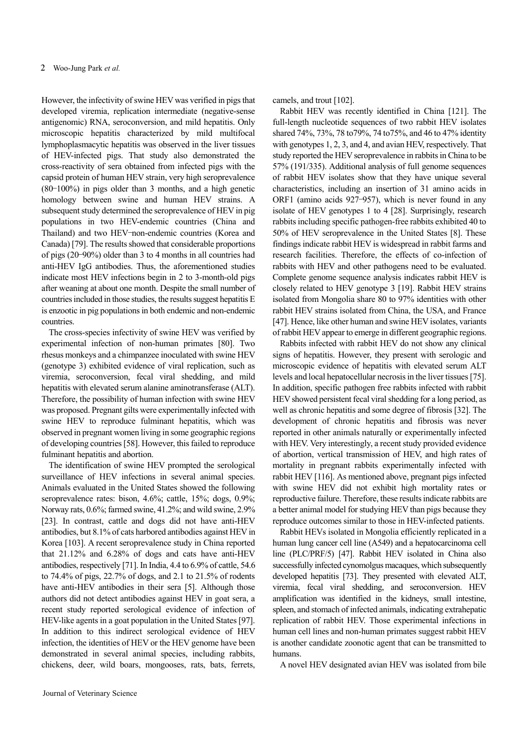However, the infectivity of swine HEV was verified in pigs that developed viremia, replication intermediate (negative-sense antigenomic) RNA, seroconversion, and mild hepatitis. Only microscopic hepatitis characterized by mild multifocal lymphoplasmacytic hepatitis was observed in the liver tissues of HEV-infected pigs. That study also demonstrated the cross-reactivity of sera obtained from infected pigs with the capsid protein of human HEV strain, very high seroprevalence (80–100%) in pigs older than 3 months, and a high genetic homology between swine and human HEV strains. A subsequent study determined the seroprevalence of HEV in pig populations in two HEV-endemic countries (China and Thailand) and two HEV–non-endemic countries (Korea and Canada) [79]. The results showed that considerable proportions of pigs (20–90%) older than 3 to 4 months in all countries had anti-HEV IgG antibodies. Thus, the aforementioned studies indicate most HEV infections begin in 2 to 3-month-old pigs after weaning at about one month. Despite the small number of countries included in those studies, the results suggest hepatitis E is enzootic in pig populations in both endemic and non-endemic countries.

The cross-species infectivity of swine HEV was verified by experimental infection of non-human primates [80]. Two rhesus monkeys and a chimpanzee inoculated with swine HEV (genotype 3) exhibited evidence of viral replication, such as viremia, seroconversion, fecal viral shedding, and mild hepatitis with elevated serum alanine aminotransferase (ALT). Therefore, the possibility of human infection with swine HEV was proposed. Pregnant gilts were experimentally infected with swine HEV to reproduce fulminant hepatitis, which was observed in pregnant women living in some geographic regions of developing countries [58]. However, this failed to reproduce fulminant hepatitis and abortion.

The identification of swine HEV prompted the serological surveillance of HEV infections in several animal species. Animals evaluated in the United States showed the following seroprevalence rates: bison, 4.6%; cattle, 15%; dogs, 0.9%; Norway rats, 0.6%; farmed swine, 41.2%; and wild swine, 2.9% [23]. In contrast, cattle and dogs did not have anti-HEV antibodies, but 8.1% of cats harbored antibodies against HEV in Korea [103]. A recent seroprevalence study in China reported that 21.12% and 6.28% of dogs and cats have anti-HEV antibodies, respectively [71]. In India, 4.4 to 6.9% of cattle, 54.6 to 74.4% of pigs, 22.7% of dogs, and 2.1 to 21.5% of rodents have anti-HEV antibodies in their sera [5]. Although those authors did not detect antibodies against HEV in goat sera, a recent study reported serological evidence of infection of HEV-like agents in a goat population in the United States [97]. In addition to this indirect serological evidence of HEV infection, the identities of HEV or the HEV genome have been demonstrated in several animal species, including rabbits, chickens, deer, wild boars, mongooses, rats, bats, ferrets, camels, and trout [102].

Rabbit HEV was recently identified in China [121]. The full-length nucleotide sequences of two rabbit HEV isolates shared 74%, 73%, 78 to79%, 74 to75%, and 46 to 47% identity with genotypes 1, 2, 3, and 4, and avian HEV, respectively. That study reported the HEV seroprevalence in rabbits in China to be 57% (191/335). Additional analysis of full genome sequences of rabbit HEV isolates show that they have unique several characteristics, including an insertion of 31 amino acids in ORF1 (amino acids 927–957), which is never found in any isolate of HEV genotypes 1 to 4 [28]. Surprisingly, research rabbits including specific pathogen-free rabbits exhibited 40 to 50% of HEV seroprevalence in the United States [8]. These findings indicate rabbit HEV is widespread in rabbit farms and research facilities. Therefore, the effects of co-infection of rabbits with HEV and other pathogens need to be evaluated. Complete genome sequence analysis indicates rabbit HEV is closely related to HEV genotype 3 [19]. Rabbit HEV strains isolated from Mongolia share 80 to 97% identities with other rabbit HEV strains isolated from China, the USA, and France [47]. Hence, like other human and swine HEV isolates, variants of rabbit HEV appear to emerge in different geographic regions.

Rabbits infected with rabbit HEV do not show any clinical signs of hepatitis. However, they present with serologic and microscopic evidence of hepatitis with elevated serum ALT levels and local hepatocellular necrosis in the liver tissues [75]. In addition, specific pathogen free rabbits infected with rabbit HEV showed persistent fecal viral shedding for a long period, as well as chronic hepatitis and some degree of fibrosis [32]. The development of chronic hepatitis and fibrosis was never reported in other animals naturally or experimentally infected with HEV. Very interestingly, a recent study provided evidence of abortion, vertical transmission of HEV, and high rates of mortality in pregnant rabbits experimentally infected with rabbit HEV [116]. As mentioned above, pregnant pigs infected with swine HEV did not exhibit high mortality rates or reproductive failure. Therefore, these results indicate rabbits are a better animal model for studying HEV than pigs because they reproduce outcomes similar to those in HEV-infected patients.

Rabbit HEVs isolated in Mongolia efficiently replicated in a human lung cancer cell line (A549) and a hepatocarcinoma cell line (PLC/PRF/5) [47]. Rabbit HEV isolated in China also successfully infected cynomolgus macaques, which subsequently developed hepatitis [73]. They presented with elevated ALT, viremia, fecal viral shedding, and seroconversion. HEV amplification was identified in the kidneys, small intestine, spleen, and stomach of infected animals, indicating extrahepatic replication of rabbit HEV. Those experimental infections in human cell lines and non-human primates suggest rabbit HEV is another candidate zoonotic agent that can be transmitted to humans.

A novel HEV designated avian HEV was isolated from bile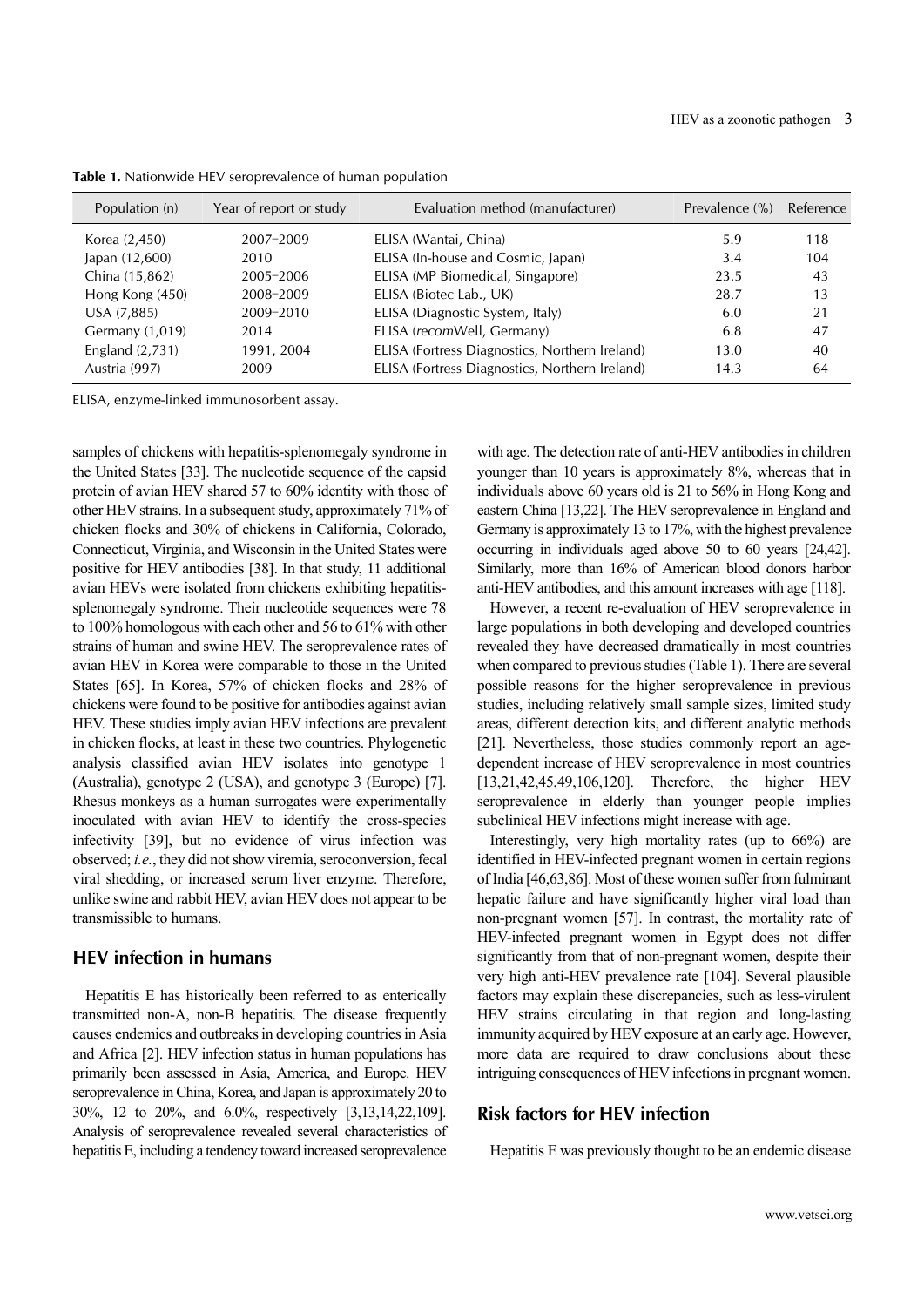**Table 1.** Nationwide HEV seroprevalence of human population

| Population (n) | Year of report or study | Evaluation method (manufacturer) | Prevalence (%) | Reference |
|---|---|---|---|---|
| Korea (2,450) | 2007–2009 | ELISA (Wantai, China) | 5.9 | 118 |
| Japan (12,600) | 2010 | ELISA (In-house and Cosmic, Japan) | 3.4 | 104 |
| China (15,862) | 2005–2006 | ELISA (MP Biomedical, Singapore) | 23.5 | 43 |
| Hong Kong (450) | 2008–2009 | ELISA (Biotec Lab., UK) | 28.7 | 13 |
| USA (7,885) | 2009–2010 | ELISA (Diagnostic System, Italy) | 6.0 | 21 |
| Germany (1,019) | 2014 | ELISA (*recom*Well, Germany) | 6.8 | 47 |
| England (2,731) | 1991, 2004 | ELISA (Fortress Diagnostics, Northern Ireland) | 13.0 | 40 |
| Austria (997) | 2009 | ELISA (Fortress Diagnostics, Northern Ireland) | 14.3 | 64 |

ELISA, enzyme-linked immunosorbent assay.

samples of chickens with hepatitis-splenomegaly syndrome in the United States [33]. The nucleotide sequence of the capsid protein of avian HEV shared 57 to 60% identity with those of other HEV strains. In a subsequent study, approximately 71% of chicken flocks and 30% of chickens in California, Colorado, Connecticut, Virginia, and Wisconsin in the United States were positive for HEV antibodies [38]. In that study, 11 additional avian HEVs were isolated from chickens exhibiting hepatitis-splenomegaly syndrome. Their nucleotide sequences were 78 to 100% homologous with each other and 56 to 61% with other strains of human and swine HEV. The seroprevalence rates of avian HEV in Korea were comparable to those in the United States [65]. In Korea, 57% of chicken flocks and 28% of chickens were found to be positive for antibodies against avian HEV. These studies imply avian HEV infections are prevalent in chicken flocks, at least in these two countries. Phylogenetic analysis classified avian HEV isolates into genotype 1 (Australia), genotype 2 (USA), and genotype 3 (Europe) [7]. Rhesus monkeys as a human surrogates were experimentally inoculated with avian HEV to identify the cross-species infectivity [39], but no evidence of virus infection was observed; *i.e.*, they did not show viremia, seroconversion, fecal viral shedding, or increased serum liver enzyme. Therefore, unlike swine and rabbit HEV, avian HEV does not appear to be transmissible to humans.

## HEV infection in humans

Hepatitis E has historically been referred to as enterically transmitted non-A, non-B hepatitis. The disease frequently causes endemics and outbreaks in developing countries in Asia and Africa [2]. HEV infection status in human populations has primarily been assessed in Asia, America, and Europe. HEV seroprevalence in China, Korea, and Japan is approximately 20 to 30%, 12 to 20%, and 6.0%, respectively [3,13,14,22,109]. Analysis of seroprevalence revealed several characteristics of hepatitis E, including a tendency toward increased seroprevalence with age. The detection rate of anti-HEV antibodies in children younger than 10 years is approximately 8%, whereas that in individuals above 60 years old is 21 to 56% in Hong Kong and eastern China [13,22]. The HEV seroprevalence in England and Germany is approximately 13 to 17%, with the highest prevalence occurring in individuals aged above 50 to 60 years [24,42]. Similarly, more than 16% of American blood donors harbor anti-HEV antibodies, and this amount increases with age [118].

However, a recent re-evaluation of HEV seroprevalence in large populations in both developing and developed countries revealed they have decreased dramatically in most countries when compared to previous studies (Table 1). There are several possible reasons for the higher seroprevalence in previous studies, including relatively small sample sizes, limited study areas, different detection kits, and different analytic methods [21]. Nevertheless, those studies commonly report an age-dependent increase of HEV seroprevalence in most countries [13,21,42,45,49,106,120]. Therefore, the higher HEV seroprevalence in elderly than younger people implies subclinical HEV infections might increase with age.

Interestingly, very high mortality rates (up to 66%) are identified in HEV-infected pregnant women in certain regions of India [46,63,86]. Most of these women suffer from fulminant hepatic failure and have significantly higher viral load than non-pregnant women [57]. In contrast, the mortality rate of HEV-infected pregnant women in Egypt does not differ significantly from that of non-pregnant women, despite their very high anti-HEV prevalence rate [104]. Several plausible factors may explain these discrepancies, such as less-virulent HEV strains circulating in that region and long-lasting immunity acquired by HEV exposure at an early age. However, more data are required to draw conclusions about these intriguing consequences of HEV infections in pregnant women.

## Risk factors for HEV infection

Hepatitis E was previously thought to be an endemic disease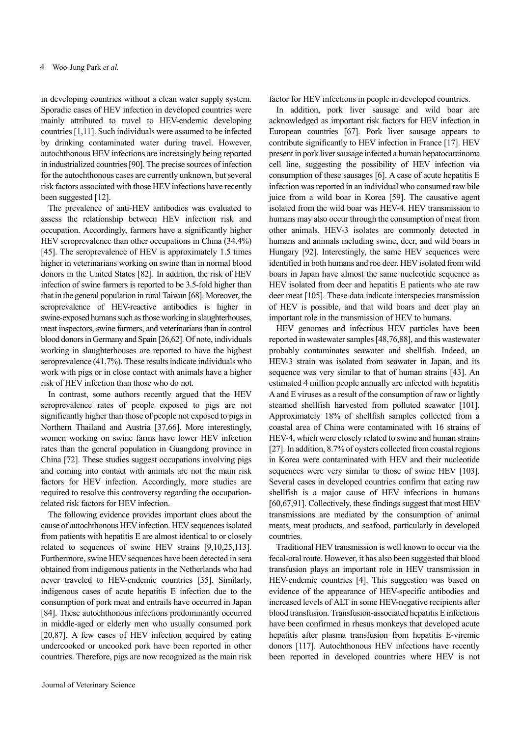in developing countries without a clean water supply system. Sporadic cases of HEV infection in developed countries were mainly attributed to travel to HEV-endemic developing countries [1,11]. Such individuals were assumed to be infected by drinking contaminated water during travel. However, autochthonous HEV infections are increasingly being reported in industrialized countries [90]. The precise sources of infection for the autochthonous cases are currently unknown, but several risk factors associated with those HEV infections have recently been suggested [12].

The prevalence of anti-HEV antibodies was evaluated to assess the relationship between HEV infection risk and occupation. Accordingly, farmers have a significantly higher HEV seroprevalence than other occupations in China (34.4%) [45]. The seroprevalence of HEV is approximately 1.5 times higher in veterinarians working on swine than in normal blood donors in the United States [82]. In addition, the risk of HEV infection of swine farmers is reported to be 3.5-fold higher than that in the general population in rural Taiwan [68]. Moreover, the seroprevalence of HEV-reactive antibodies is higher in swine-exposed humans such as those working in slaughterhouses, meat inspectors, swine farmers, and veterinarians than in control blood donors in Germany and Spain [26,62]. Of note, individuals working in slaughterhouses are reported to have the highest seroprevalence (41.7%). These results indicate individuals who work with pigs or in close contact with animals have a higher risk of HEV infection than those who do not.

In contrast, some authors recently argued that the HEV seroprevalence rates of people exposed to pigs are not significantly higher than those of people not exposed to pigs in Northern Thailand and Austria [37,66]. More interestingly, women working on swine farms have lower HEV infection rates than the general population in Guangdong province in China [72]. These studies suggest occupations involving pigs and coming into contact with animals are not the main risk factors for HEV infection. Accordingly, more studies are required to resolve this controversy regarding the occupation-related risk factors for HEV infection.

The following evidence provides important clues about the cause of autochthonous HEV infection. HEV sequences isolated from patients with hepatitis E are almost identical to or closely related to sequences of swine HEV strains [9,10,25,113]. Furthermore, swine HEV sequences have been detected in sera obtained from indigenous patients in the Netherlands who had never traveled to HEV-endemic countries [35]. Similarly, indigenous cases of acute hepatitis E infection due to the consumption of pork meat and entrails have occurred in Japan [84]. These autochthonous infections predominantly occurred in middle-aged or elderly men who usually consumed pork [20,87]. A few cases of HEV infection acquired by eating undercooked or uncooked pork have been reported in other countries. Therefore, pigs are now recognized as the main risk factor for HEV infections in people in developed countries.

In addition, pork liver sausage and wild boar are acknowledged as important risk factors for HEV infection in European countries [67]. Pork liver sausage appears to contribute significantly to HEV infection in France [17]. HEV present in pork liver sausage infected a human hepatocarcinoma cell line, suggesting the possibility of HEV infection via consumption of these sausages [6]. A case of acute hepatitis E infection was reported in an individual who consumed raw bile juice from a wild boar in Korea [59]. The causative agent isolated from the wild boar was HEV-4. HEV transmission to humans may also occur through the consumption of meat from other animals. HEV-3 isolates are commonly detected in humans and animals including swine, deer, and wild boars in Hungary [92]. Interestingly, the same HEV sequences were identified in both humans and roe deer. HEV isolated from wild boars in Japan have almost the same nucleotide sequence as HEV isolated from deer and hepatitis E patients who ate raw deer meat [105]. These data indicate interspecies transmission of HEV is possible, and that wild boars and deer play an important role in the transmission of HEV to humans.

HEV genomes and infectious HEV particles have been reported in wastewater samples [48,76,88], and this wastewater probably contaminates seawater and shellfish. Indeed, an HEV-3 strain was isolated from seawater in Japan, and its sequence was very similar to that of human strains [43]. An estimated 4 million people annually are infected with hepatitis A and E viruses as a result of the consumption of raw or lightly steamed shellfish harvested from polluted seawater [101]. Approximately 18% of shellfish samples collected from a coastal area of China were contaminated with 16 strains of HEV-4, which were closely related to swine and human strains [27]. In addition, 8.7% of oysters collected from coastal regions in Korea were contaminated with HEV and their nucleotide sequences were very similar to those of swine HEV [103]. Several cases in developed countries confirm that eating raw shellfish is a major cause of HEV infections in humans [60,67,91]. Collectively, these findings suggest that most HEV transmissions are mediated by the consumption of animal meats, meat products, and seafood, particularly in developed countries.

Traditional HEV transmission is well known to occur via the fecal-oral route. However, it has also been suggested that blood transfusion plays an important role in HEV transmission in HEV-endemic countries [4]. This suggestion was based on evidence of the appearance of HEV-specific antibodies and increased levels of ALT in some HEV-negative recipients after blood transfusion. Transfusion-associated hepatitis E infections have been confirmed in rhesus monkeys that developed acute hepatitis after plasma transfusion from hepatitis E-viremic donors [117]. Autochthonous HEV infections have recently been reported in developed countries where HEV is not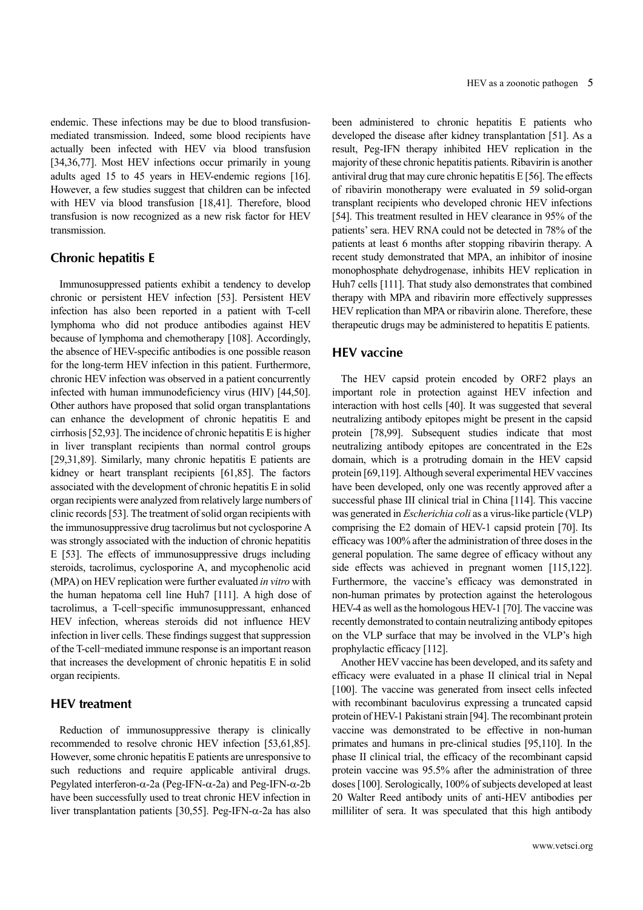endemic. These infections may be due to blood transfusion-mediated transmission. Indeed, some blood recipients have actually been infected with HEV via blood transfusion [34,36,77]. Most HEV infections occur primarily in young adults aged 15 to 45 years in HEV-endemic regions [16]. However, a few studies suggest than children can be infected with HEV via blood transfusion [18,41]. Therefore, blood transfusion is now recognized as a new risk factor for HEV transmission.

## Chronic hepatitis E

Immunosuppressed patients exhibit a tendency to develop chronic or persistent HEV infection [53]. Persistent HEV infection has also been reported in a patient with T-cell lymphoma who did not produce antibodies against HEV because of lymphoma and chemotherapy [108]. Accordingly, the absence of HEV-specific antibodies is one possible reason for the long-term HEV infection in this patient. Furthermore, chronic HEV infection was observed in a patient concurrently infected with human immunodeficiency virus (HIV) [44,50]. Other authors have proposed that solid organ transplantations can enhance the development of chronic hepatitis E and cirrhosis [52,93]. The incidence of chronic hepatitis E is higher in liver transplant recipients than normal control groups [29,31,89]. Similarly, many chronic hepatitis E patients are kidney or heart transplant recipients [61,85]. The factors associated with the development of chronic hepatitis E in solid organ recipients were analyzed from relatively large numbers of clinic records [53]. The treatment of solid organ recipients with the immunosuppressive drug tacrolimus but not cyclosporine A was strongly associated with the induction of chronic hepatitis E [53]. The effects of immunosuppressive drugs including steroids, tacrolimus, cyclosporine A, and mycophenolic acid (MPA) on HEV replication were further evaluated *in vitro* with the human hepatoma cell line Huh7 [111]. A high dose of tacrolimus, a T-cell–specific immunosuppressant, enhanced HEV infection, whereas steroids did not influence HEV infection in liver cells. These findings suggest that suppression of the T-cell–mediated immune response is an important reason that increases the development of chronic hepatitis E in solid organ recipients.

## HEV treatment

Reduction of immunosuppressive therapy is clinically recommended to resolve chronic HEV infection [53,61,85]. However, some chronic hepatitis E patients are unresponsive to such reductions and require applicable antiviral drugs. Pegylated interferon-α-2a (Peg-IFN-α-2a) and Peg-IFN-α-2b have been successfully used to treat chronic HEV infection in liver transplantation patients [30,55]. Peg-IFN-α-2a has also been administered to chronic hepatitis E patients who developed the disease after kidney transplantation [51]. As a result, Peg-IFN therapy inhibited HEV replication in the majority of these chronic hepatitis patients. Ribavirin is another antiviral drug that may cure chronic hepatitis E [56]. The effects of ribavirin monotherapy were evaluated in 59 solid-organ transplant recipients who developed chronic HEV infections [54]. This treatment resulted in HEV clearance in 95% of the patients' sera. HEV RNA could not be detected in 78% of the patients at least 6 months after stopping ribavirin therapy. A recent study demonstrated that MPA, an inhibitor of inosine monophosphate dehydrogenase, inhibits HEV replication in Huh7 cells [111]. That study also demonstrates that combined therapy with MPA and ribavirin more effectively suppresses HEV replication than MPA or ribavirin alone. Therefore, these therapeutic drugs may be administered to hepatitis E patients.

## HEV vaccine

The HEV capsid protein encoded by ORF2 plays an important role in protection against HEV infection and interaction with host cells [40]. It was suggested that several neutralizing antibody epitopes might be present in the capsid protein [78,99]. Subsequent studies indicate that most neutralizing antibody epitopes are concentrated in the E2s domain, which is a protruding domain in the HEV capsid protein [69,119]. Although several experimental HEV vaccines have been developed, only one was recently approved after a successful phase III clinical trial in China [114]. This vaccine was generated in *Escherichia coli* as a virus-like particle (VLP) comprising the E2 domain of HEV-1 capsid protein [70]. Its efficacy was 100% after the administration of three doses in the general population. The same degree of efficacy without any side effects was achieved in pregnant women [115,122]. Furthermore, the vaccine's efficacy was demonstrated in non-human primates by protection against the heterologous HEV-4 as well as the homologous HEV-1 [70]. The vaccine was recently demonstrated to contain neutralizing antibody epitopes on the VLP surface that may be involved in the VLP's high prophylactic efficacy [112].

Another HEV vaccine has been developed, and its safety and efficacy were evaluated in a phase II clinical trial in Nepal [100]. The vaccine was generated from insect cells infected with recombinant baculovirus expressing a truncated capsid protein of HEV-1 Pakistani strain [94]. The recombinant protein vaccine was demonstrated to be effective in non-human primates and humans in pre-clinical studies [95,110]. In the phase II clinical trial, the efficacy of the recombinant capsid protein vaccine was 95.5% after the administration of three doses [100]. Serologically, 100% of subjects developed at least 20 Walter Reed antibody units of anti-HEV antibodies per milliliter of sera. It was speculated that this high antibody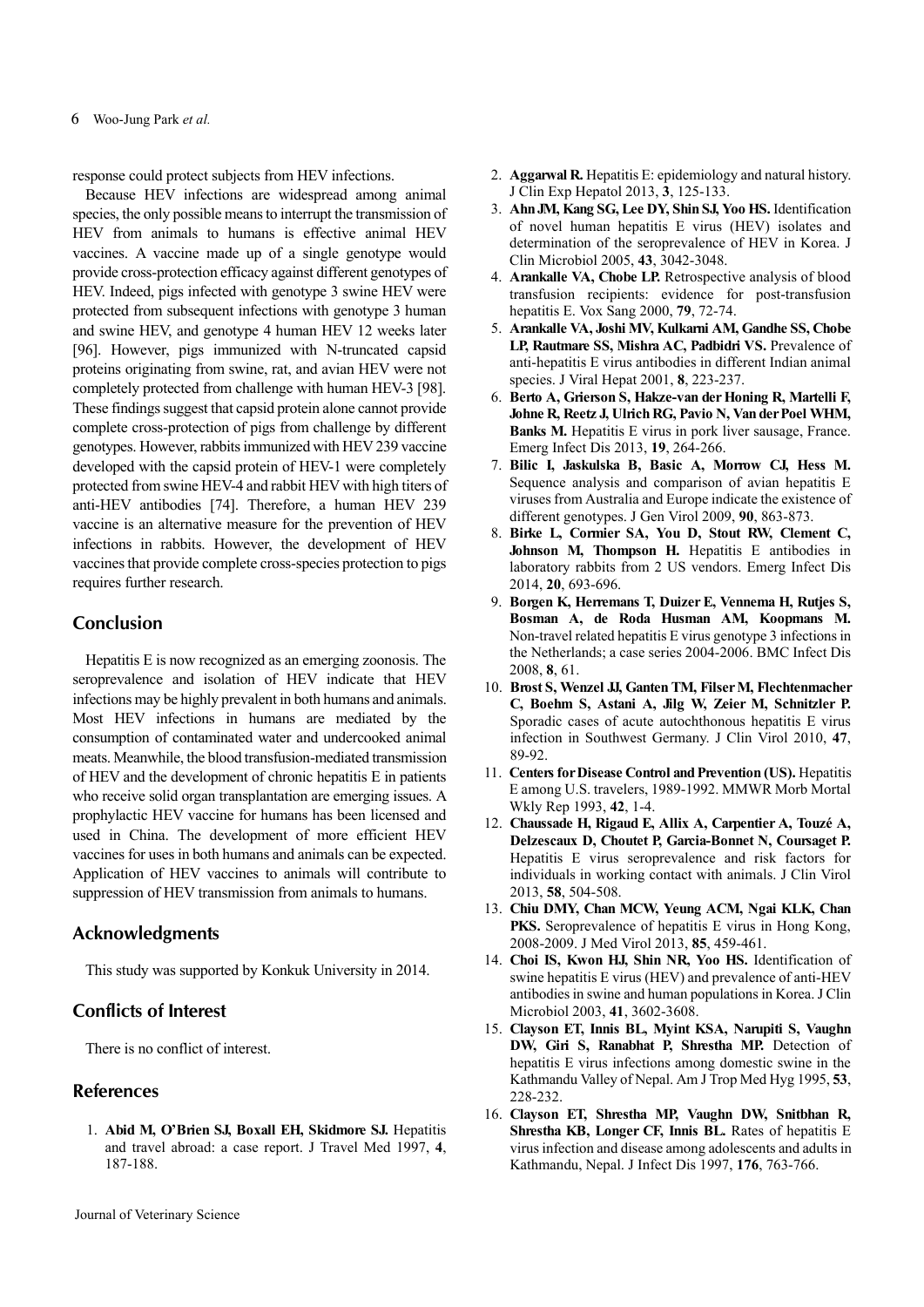response could protect subjects from HEV infections.

Because HEV infections are widespread among animal species, the only possible means to interrupt the transmission of HEV from animals to humans is effective animal HEV vaccines. A vaccine made up of a single genotype would provide cross-protection efficacy against different genotypes of HEV. Indeed, pigs infected with genotype 3 swine HEV were protected from subsequent infections with genotype 3 human and swine HEV, and genotype 4 human HEV 12 weeks later [96]. However, pigs immunized with N-truncated capsid proteins originating from swine, rat, and avian HEV were not completely protected from challenge with human HEV-3 [98]. These findings suggest that capsid protein alone cannot provide complete cross-protection of pigs from challenge by different genotypes. However, rabbits immunized with HEV 239 vaccine developed with the capsid protein of HEV-1 were completely protected from swine HEV-4 and rabbit HEV with high titers of anti-HEV antibodies [74]. Therefore, a human HEV 239 vaccine is an alternative measure for the prevention of HEV infections in rabbits. However, the development of HEV vaccines that provide complete cross-species protection to pigs requires further research.

## Conclusion

Hepatitis E is now recognized as an emerging zoonosis. The seroprevalence and isolation of HEV indicate that HEV infections may be highly prevalent in both humans and animals. Most HEV infections in humans are mediated by the consumption of contaminated water and undercooked animal meats. Meanwhile, the blood transfusion-mediated transmission of HEV and the development of chronic hepatitis E in patients who receive solid organ transplantation are emerging issues. A prophylactic HEV vaccine for humans has been licensed and used in China. The development of more efficient HEV vaccines for uses in both humans and animals can be expected. Application of HEV vaccines to animals will contribute to suppression of HEV transmission from animals to humans.

## Acknowledgments

This study was supported by Konkuk University in 2014.

## Conflicts of Interest

There is no conflict of interest.

## References

1. **Abid M, O'Brien SJ, Boxall EH, Skidmore SJ.** Hepatitis and travel abroad: a case report. J Travel Med 1997, **4**, 187-188.
2. **Aggarwal R.** Hepatitis E: epidemiology and natural history. J Clin Exp Hepatol 2013, **3**, 125-133.
3. **Ahn JM, Kang SG, Lee DY, Shin SJ, Yoo HS.** Identification of novel human hepatitis E virus (HEV) isolates and determination of the seroprevalence of HEV in Korea. J Clin Microbiol 2005, **43**, 3042-3048.
4. **Arankalle VA, Chobe LP.** Retrospective analysis of blood transfusion recipients: evidence for post-transfusion hepatitis E. Vox Sang 2000, **79**, 72-74.
5. **Arankalle VA, Joshi MV, Kulkarni AM, Gandhe SS, Chobe LP, Rautmare SS, Mishra AC, Padbidri VS.** Prevalence of anti-hepatitis E virus antibodies in different Indian animal species. J Viral Hepat 2001, **8**, 223-237.
6. **Berto A, Grierson S, Hakze-van der Honing R, Martelli F, Johne R, Reetz J, Ulrich RG, Pavio N, Van der Poel WHM, Banks M.** Hepatitis E virus in pork liver sausage, France. Emerg Infect Dis 2013, **19**, 264-266.
7. **Bilic I, Jaskulska B, Basic A, Morrow CJ, Hess M.** Sequence analysis and comparison of avian hepatitis E viruses from Australia and Europe indicate the existence of different genotypes. J Gen Virol 2009, **90**, 863-873.
8. **Birke L, Cormier SA, You D, Stout RW, Clement C, Johnson M, Thompson H.** Hepatitis E antibodies in laboratory rabbits from 2 US vendors. Emerg Infect Dis 2014, **20**, 693-696.
9. **Borgen K, Herremans T, Duizer E, Vennema H, Rutjes S, Bosman A, de Roda Husman AM, Koopmans M.** Non-travel related hepatitis E virus genotype 3 infections in the Netherlands; a case series 2004-2006. BMC Infect Dis 2008, **8**, 61.
10. **Brost S, Wenzel JJ, Ganten TM, Filser M, Flechtenmacher C, Boehm S, Astani A, Jilg W, Zeier M, Schnitzler P.** Sporadic cases of acute autochthonous hepatitis E virus infection in Southwest Germany. J Clin Virol 2010, **47**, 89-92.
11. **Centers for Disease Control and Prevention (US).** Hepatitis E among U.S. travelers, 1989-1992. MMWR Morb Mortal Wkly Rep 1993, **42**, 1-4.
12. **Chaussade H, Rigaud E, Allix A, Carpentier A, Touzé A, Delzescaux D, Choutet P, Garcia-Bonnet N, Coursaget P.** Hepatitis E virus seroprevalence and risk factors for individuals in working contact with animals. J Clin Virol 2013, **58**, 504-508.
13. **Chiu DMY, Chan MCW, Yeung ACM, Ngai KLK, Chan PKS.** Seroprevalence of hepatitis E virus in Hong Kong, 2008-2009. J Med Virol 2013, **85**, 459-461.
14. **Choi IS, Kwon HJ, Shin NR, Yoo HS.** Identification of swine hepatitis E virus (HEV) and prevalence of anti-HEV antibodies in swine and human populations in Korea. J Clin Microbiol 2003, **41**, 3602-3608.
15. **Clayson ET, Innis BL, Myint KSA, Narupiti S, Vaughn DW, Giri S, Ranabhat P, Shrestha MP.** Detection of hepatitis E virus infections among domestic swine in the Kathmandu Valley of Nepal. Am J Trop Med Hyg 1995, **53**, 228-232.
16. **Clayson ET, Shrestha MP, Vaughn DW, Snitbhan R, Shrestha KB, Longer CF, Innis BL.** Rates of hepatitis E virus infection and disease among adolescents and adults in Kathmandu, Nepal. J Infect Dis 1997, **176**, 763-766.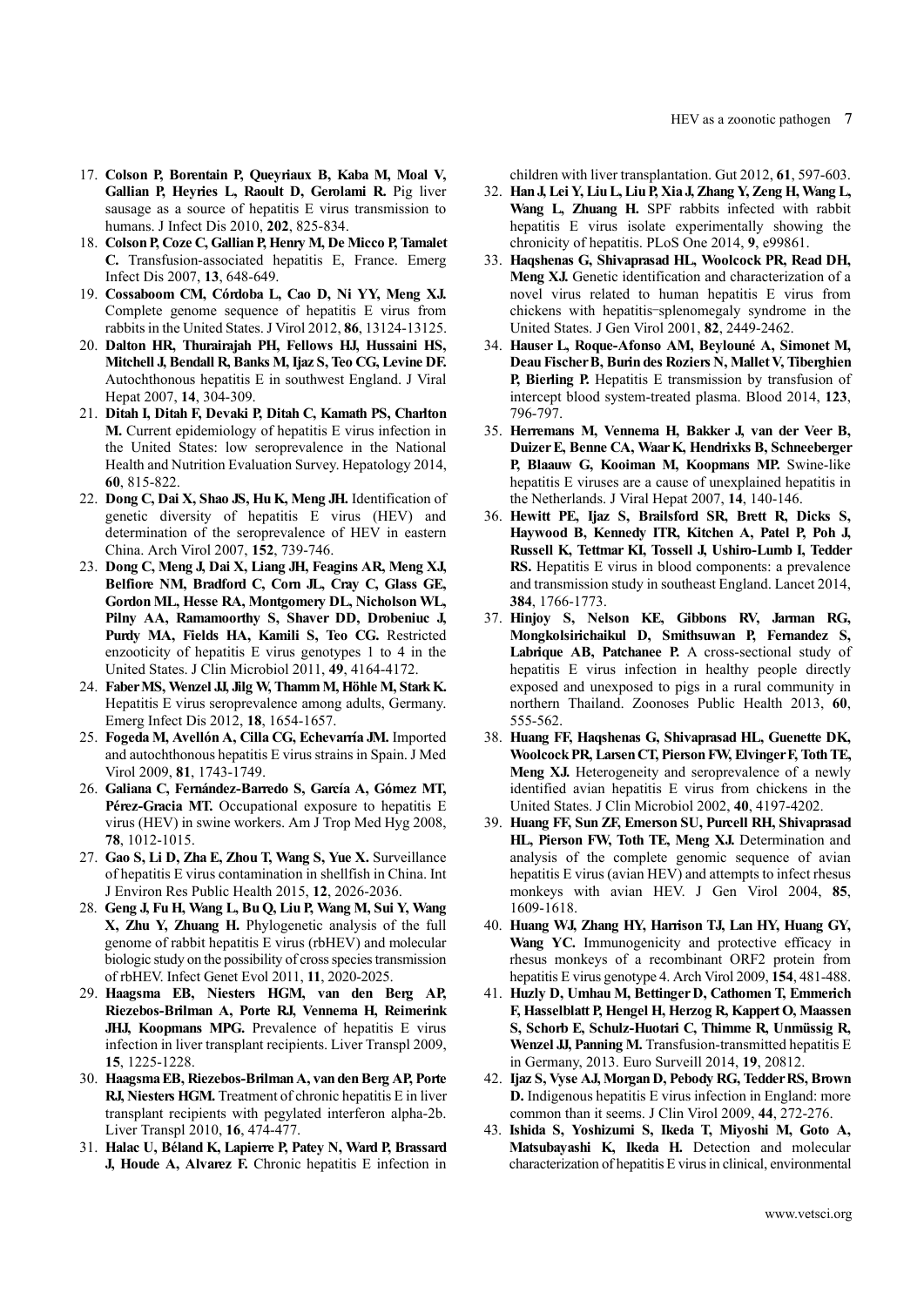17. **Colson P, Borentain P, Queyriaux B, Kaba M, Moal V, Gallian P, Heyries L, Raoult D, Gerolami R.** Pig liver sausage as a source of hepatitis E virus transmission to humans. J Infect Dis 2010, **202**, 825-834.
18. **Colson P, Coze C, Gallian P, Henry M, De Micco P, Tamalet C.** Transfusion-associated hepatitis E, France. Emerg Infect Dis 2007, **13**, 648-649.
19. **Cossaboom CM, Córdoba L, Cao D, Ni YY, Meng XJ.** Complete genome sequence of hepatitis E virus from rabbits in the United States. J Virol 2012, **86**, 13124-13125.
20. **Dalton HR, Thurairajah PH, Fellows HJ, Hussaini HS, Mitchell J, Bendall R, Banks M, Ijaz S, Teo CG, Levine DF.** Autochthonous hepatitis E in southwest England. J Viral Hepat 2007, **14**, 304-309.
21. **Ditah I, Ditah F, Devaki P, Ditah C, Kamath PS, Charlton M.** Current epidemiology of hepatitis E virus infection in the United States: low seroprevalence in the National Health and Nutrition Evaluation Survey. Hepatology 2014, **60**, 815-822.
22. **Dong C, Dai X, Shao JS, Hu K, Meng JH.** Identification of genetic diversity of hepatitis E virus (HEV) and determination of the seroprevalence of HEV in eastern China. Arch Virol 2007, **152**, 739-746.
23. **Dong C, Meng J, Dai X, Liang JH, Feagins AR, Meng XJ, Belfiore NM, Bradford C, Corn JL, Cray C, Glass GE, Gordon ML, Hesse RA, Montgomery DL, Nicholson WL, Pilny AA, Ramamoorthy S, Shaver DD, Drobeniuc J, Purdy MA, Fields HA, Kamili S, Teo CG.** Restricted enzooticity of hepatitis E virus genotypes 1 to 4 in the United States. J Clin Microbiol 2011, **49**, 4164-4172.
24. **Faber MS, Wenzel JJ, Jilg W, Thamm M, Höhle M, Stark K.** Hepatitis E virus seroprevalence among adults, Germany. Emerg Infect Dis 2012, **18**, 1654-1657.
25. **Fogeda M, Avellón A, Cilla CG, Echevarría JM.** Imported and autochthonous hepatitis E virus strains in Spain. J Med Virol 2009, **81**, 1743-1749.
26. **Galiana C, Fernández-Barredo S, García A, Gómez MT, Pérez-Gracia MT.** Occupational exposure to hepatitis E virus (HEV) in swine workers. Am J Trop Med Hyg 2008, **78**, 1012-1015.
27. **Gao S, Li D, Zha E, Zhou T, Wang S, Yue X.** Surveillance of hepatitis E virus contamination in shellfish in China. Int J Environ Res Public Health 2015, **12**, 2026-2036.
28. **Geng J, Fu H, Wang L, Bu Q, Liu P, Wang M, Sui Y, Wang X, Zhu Y, Zhuang H.** Phylogenetic analysis of the full genome of rabbit hepatitis E virus (rbHEV) and molecular biologic study on the possibility of cross species transmission of rbHEV. Infect Genet Evol 2011, **11**, 2020-2025.
29. **Haagsma EB, Niesters HGM, van den Berg AP, Riezebos-Brilman A, Porte RJ, Vennema H, Reimerink JHJ, Koopmans MPG.** Prevalence of hepatitis E virus infection in liver transplant recipients. Liver Transpl 2009, **15**, 1225-1228.
30. **Haagsma EB, Riezebos-Brilman A, van den Berg AP, Porte RJ, Niesters HGM.** Treatment of chronic hepatitis E in liver transplant recipients with pegylated interferon alpha-2b. Liver Transpl 2010, **16**, 474-477.
31. **Halac U, Béland K, Lapierre P, Patey N, Ward P, Brassard J, Houde A, Alvarez F.** Chronic hepatitis E infection in children with liver transplantation. Gut 2012, **61**, 597-603.
32. **Han J, Lei Y, Liu L, Liu P, Xia J, Zhang Y, Zeng H, Wang L, Wang L, Zhuang H.** SPF rabbits infected with rabbit hepatitis E virus isolate experimentally showing the chronicity of hepatitis. PLoS One 2014, **9**, e99861.
33. **Haqshenas G, Shivaprasad HL, Woolcock PR, Read DH, Meng XJ.** Genetic identification and characterization of a novel virus related to human hepatitis E virus from chickens with hepatitis-splenomegaly syndrome in the United States. J Gen Virol 2001, **82**, 2449-2462.
34. **Hauser L, Roque-Afonso AM, Beylouné A, Simonet M, Deau Fischer B, Burin des Roziers N, Mallet V, Tiberghien P, Bierling P.** Hepatitis E transmission by transfusion of intercept blood system-treated plasma. Blood 2014, **123**, 796-797.
35. **Herremans M, Vennema H, Bakker J, van der Veer B, Duizer E, Benne CA, Waar K, Hendrixks B, Schneeberger P, Blaauw G, Kooiman M, Koopmans MP.** Swine-like hepatitis E viruses are a cause of unexplained hepatitis in the Netherlands. J Viral Hepat 2007, **14**, 140-146.
36. **Hewitt PE, Ijaz S, Brailsford SR, Brett R, Dicks S, Haywood B, Kennedy ITR, Kitchen A, Patel P, Poh J, Russell K, Tettmar KI, Tossell J, Ushiro-Lumb I, Tedder RS.** Hepatitis E virus in blood components: a prevalence and transmission study in southeast England. Lancet 2014, **384**, 1766-1773.
37. **Hinjoy S, Nelson KE, Gibbons RV, Jarman RG, Mongkolsirichaikul D, Smithsuwan P, Fernandez S, Labrique AB, Patchanee P.** A cross-sectional study of hepatitis E virus infection in healthy people directly exposed and unexposed to pigs in a rural community in northern Thailand. Zoonoses Public Health 2013, **60**, 555-562.
38. **Huang FF, Haqshenas G, Shivaprasad HL, Guenette DK, Woolcock PR, Larsen CT, Pierson FW, Elvinger F, Toth TE, Meng XJ.** Heterogeneity and seroprevalence of a newly identified avian hepatitis E virus from chickens in the United States. J Clin Microbiol 2002, **40**, 4197-4202.
39. **Huang FF, Sun ZF, Emerson SU, Purcell RH, Shivaprasad HL, Pierson FW, Toth TE, Meng XJ.** Determination and analysis of the complete genomic sequence of avian hepatitis E virus (avian HEV) and attempts to infect rhesus monkeys with avian HEV. J Gen Virol 2004, **85**, 1609-1618.
40. **Huang WJ, Zhang HY, Harrison TJ, Lan HY, Huang GY, Wang YC.** Immunogenicity and protective efficacy in rhesus monkeys of a recombinant ORF2 protein from hepatitis E virus genotype 4. Arch Virol 2009, **154**, 481-488.
41. **Huzly D, Umhau M, Bettinger D, Cathomen T, Emmerich F, Hasselblatt P, Hengel H, Herzog R, Kappert O, Maassen S, Schorb E, Schulz-Huotari C, Thimme R, Unmüssig R, Wenzel JJ, Panning M.** Transfusion-transmitted hepatitis E in Germany, 2013. Euro Surveill 2014, **19**, 20812.
42. **Ijaz S, Vyse AJ, Morgan D, Pebody RG, Tedder RS, Brown D.** Indigenous hepatitis E virus infection in England: more common than it seems. J Clin Virol 2009, **44**, 272-276.
43. **Ishida S, Yoshizumi S, Ikeda T, Miyoshi M, Goto A, Matsubayashi K, Ikeda H.** Detection and molecular characterization of hepatitis E virus in clinical, environmental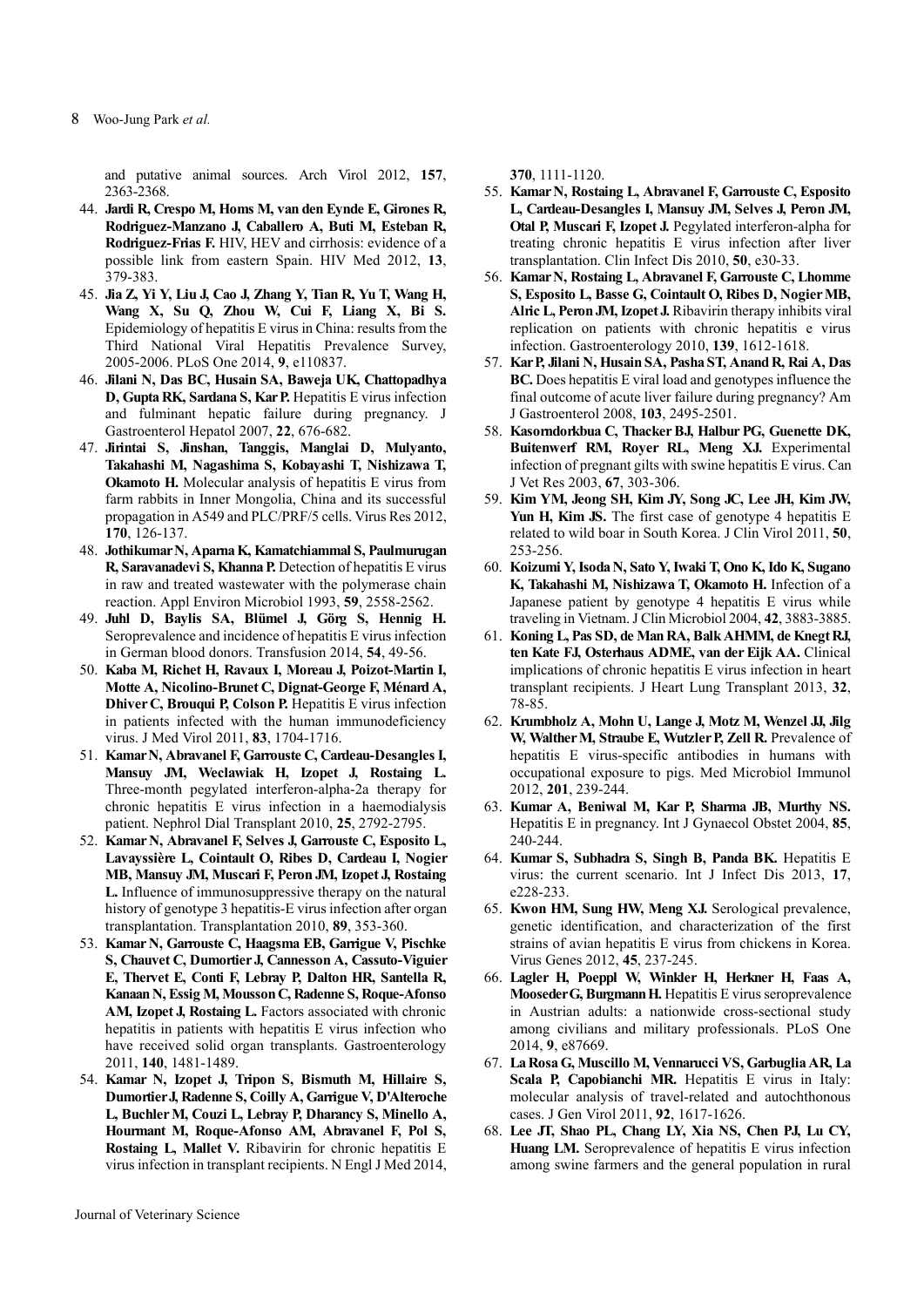and putative animal sources. Arch Virol 2012, **157**, 2363-2368.

44. **Jardi R, Crespo M, Homs M, van den Eynde E, Girones R, Rodriguez-Manzano J, Caballero A, Buti M, Esteban R, Rodriguez-Frias F.** HIV, HEV and cirrhosis: evidence of a possible link from eastern Spain. HIV Med 2012, **13**, 379-383.
45. **Jia Z, Yi Y, Liu J, Cao J, Zhang Y, Tian R, Yu T, Wang H, Wang X, Su Q, Zhou W, Cui F, Liang X, Bi S.** Epidemiology of hepatitis E virus in China: results from the Third National Viral Hepatitis Prevalence Survey, 2005-2006. PLoS One 2014, **9**, e110837.
46. **Jilani N, Das BC, Husain SA, Baweja UK, Chattopadhya D, Gupta RK, Sardana S, Kar P.** Hepatitis E virus infection and fulminant hepatic failure during pregnancy. J Gastroenterol Hepatol 2007, **22**, 676-682.
47. **Jirintai S, Jinshan, Tanggis, Manglai D, Mulyanto, Takahashi M, Nagashima S, Kobayashi T, Nishizawa T, Okamoto H.** Molecular analysis of hepatitis E virus from farm rabbits in Inner Mongolia, China and its successful propagation in A549 and PLC/PRF/5 cells. Virus Res 2012, **170**, 126-137.
48. **Jothikumar N, Aparna K, Kamatchiammal S, Paulmurugan R, Saravanadevi S, Khanna P.** Detection of hepatitis E virus in raw and treated wastewater with the polymerase chain reaction. Appl Environ Microbiol 1993, **59**, 2558-2562.
49. **Juhl D, Baylis SA, Blümel J, Görg S, Hennig H.** Seroprevalence and incidence of hepatitis E virus infection in German blood donors. Transfusion 2014, **54**, 49-56.
50. **Kaba M, Richet H, Ravaux I, Moreau J, Poizot-Martin I, Motte A, Nicolino-Brunet C, Dignat-George F, Ménard A, Dhiver C, Brouqui P, Colson P.** Hepatitis E virus infection in patients infected with the human immunodeficiency virus. J Med Virol 2011, **83**, 1704-1716.
51. **Kamar N, Abravanel F, Garrouste C, Cardeau-Desangles I, Mansuy JM, Weclawiak H, Izopet J, Rostaing L.** Three-month pegylated interferon-alpha-2a therapy for chronic hepatitis E virus infection in a haemodialysis patient. Nephrol Dial Transplant 2010, **25**, 2792-2795.
52. **Kamar N, Abravanel F, Selves J, Garrouste C, Esposito L, Lavayssière L, Cointault O, Ribes D, Cardeau I, Nogier MB, Mansuy JM, Muscari F, Peron JM, Izopet J, Rostaing L.** Influence of immunosuppressive therapy on the natural history of genotype 3 hepatitis-E virus infection after organ transplantation. Transplantation 2010, **89**, 353-360.
53. **Kamar N, Garrouste C, Haagsma EB, Garrigue V, Pischke S, Chauvet C, Dumortier J, Cannesson A, Cassuto-Viguier E, Thervet E, Conti F, Lebray P, Dalton HR, Santella R, Kanaan N, Essig M, Mousson C, Radenne S, Roque-Afonso AM, Izopet J, Rostaing L.** Factors associated with chronic hepatitis in patients with hepatitis E virus infection who have received solid organ transplants. Gastroenterology 2011, **140**, 1481-1489.
54. **Kamar N, Izopet J, Tripon S, Bismuth M, Hillaire S, Dumortier J, Radenne S, Coilly A, Garrigue V, D'Alteroche L, Buchler M, Couzi L, Lebray P, Dharancy S, Minello A, Hourmant M, Roque-Afonso AM, Abravanel F, Pol S, Rostaing L, Mallet V.** Ribavirin for chronic hepatitis E virus infection in transplant recipients. N Engl J Med 2014, **370**, 1111-1120.
55. **Kamar N, Rostaing L, Abravanel F, Garrouste C, Esposito L, Cardeau-Desangles I, Mansuy JM, Selves J, Peron JM, Otal P, Muscari F, Izopet J.** Pegylated interferon-alpha for treating chronic hepatitis E virus infection after liver transplantation. Clin Infect Dis 2010, **50**, e30-33.
56. **Kamar N, Rostaing L, Abravanel F, Garrouste C, Lhomme S, Esposito L, Basse G, Cointault O, Ribes D, Nogier MB, Alric L, Peron JM, Izopet J.** Ribavirin therapy inhibits viral replication on patients with chronic hepatitis e virus infection. Gastroenterology 2010, **139**, 1612-1618.
57. **Kar P, Jilani N, Husain SA, Pasha ST, Anand R, Rai A, Das BC.** Does hepatitis E viral load and genotypes influence the final outcome of acute liver failure during pregnancy? Am J Gastroenterol 2008, **103**, 2495-2501.
58. **Kasorndorkbua C, Thacker BJ, Halbur PG, Guenette DK, Buitenwerf RM, Royer RL, Meng XJ.** Experimental infection of pregnant gilts with swine hepatitis E virus. Can J Vet Res 2003, **67**, 303-306.
59. **Kim YM, Jeong SH, Kim JY, Song JC, Lee JH, Kim JW, Yun H, Kim JS.** The first case of genotype 4 hepatitis E related to wild boar in South Korea. J Clin Virol 2011, **50**, 253-256.
60. **Koizumi Y, Isoda N, Sato Y, Iwaki T, Ono K, Ido K, Sugano K, Takahashi M, Nishizawa T, Okamoto H.** Infection of a Japanese patient by genotype 4 hepatitis E virus while traveling in Vietnam. J Clin Microbiol 2004, **42**, 3883-3885.
61. **Koning L, Pas SD, de Man RA, Balk AHMM, de Knegt RJ, ten Kate FJ, Osterhaus ADME, van der Eijk AA.** Clinical implications of chronic hepatitis E virus infection in heart transplant recipients. J Heart Lung Transplant 2013, **32**, 78-85.
62. **Krumbholz A, Mohn U, Lange J, Motz M, Wenzel JJ, Jilg W, Walther M, Straube E, Wutzler P, Zell R.** Prevalence of hepatitis E virus-specific antibodies in humans with occupational exposure to pigs. Med Microbiol Immunol 2012, **201**, 239-244.
63. **Kumar A, Beniwal M, Kar P, Sharma JB, Murthy NS.** Hepatitis E in pregnancy. Int J Gynaecol Obstet 2004, **85**, 240-244.
64. **Kumar S, Subhadra S, Singh B, Panda BK.** Hepatitis E virus: the current scenario. Int J Infect Dis 2013, **17**, e228-233.
65. **Kwon HM, Sung HW, Meng XJ.** Serological prevalence, genetic identification, and characterization of the first strains of avian hepatitis E virus from chickens in Korea. Virus Genes 2012, **45**, 237-245.
66. **Lagler H, Poeppl W, Winkler H, Herkner H, Faas A, Mooseder G, Burgmann H.** Hepatitis E virus seroprevalence in Austrian adults: a nationwide cross-sectional study among civilians and military professionals. PLoS One 2014, **9**, e87669.
67. **La Rosa G, Muscillo M, Vennarucci VS, Garbuglia AR, La Scala P, Capobianchi MR.** Hepatitis E virus in Italy: molecular analysis of travel-related and autochthonous cases. J Gen Virol 2011, **92**, 1617-1626.
68. **Lee JT, Shao PL, Chang LY, Xia NS, Chen PJ, Lu CY, Huang LM.** Seroprevalence of hepatitis E virus infection among swine farmers and the general population in rural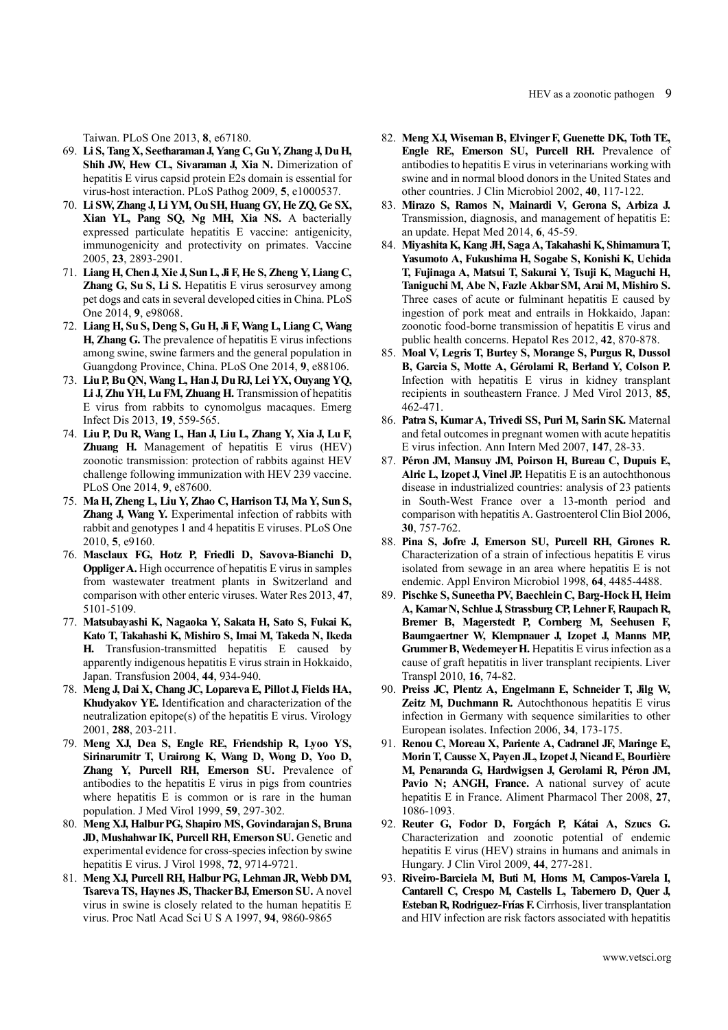Taiwan. PLoS One 2013, **8**, e67180.

69. **Li S, Tang X, Seetharaman J, Yang C, Gu Y, Zhang J, Du H, Shih JW, Hew CL, Sivaraman J, Xia N.** Dimerization of hepatitis E virus capsid protein E2s domain is essential for virus-host interaction. PLoS Pathog 2009, **5**, e1000537.
70. **Li SW, Zhang J, Li YM, Ou SH, Huang GY, He ZQ, Ge SX, Xian YL, Pang SQ, Ng MH, Xia NS.** A bacterially expressed particulate hepatitis E vaccine: antigenicity, immunogenicity and protectivity on primates. Vaccine 2005, **23**, 2893-2901.
71. **Liang H, Chen J, Xie J, Sun L, Ji F, He S, Zheng Y, Liang C, Zhang G, Su S, Li S.** Hepatitis E virus serosurvey among pet dogs and cats in several developed cities in China. PLoS One 2014, **9**, e98068.
72. **Liang H, Su S, Deng S, Gu H, Ji F, Wang L, Liang C, Wang H, Zhang G.** The prevalence of hepatitis E virus infections among swine, swine farmers and the general population in Guangdong Province, China. PLoS One 2014, **9**, e88106.
73. **Liu P, Bu QN, Wang L, Han J, Du RJ, Lei YX, Ouyang YQ, Li J, Zhu YH, Lu FM, Zhuang H.** Transmission of hepatitis E virus from rabbits to cynomolgus macaques. Emerg Infect Dis 2013, **19**, 559-565.
74. **Liu P, Du R, Wang L, Han J, Liu L, Zhang Y, Xia J, Lu F, Zhuang H.** Management of hepatitis E virus (HEV) zoonotic transmission: protection of rabbits against HEV challenge following immunization with HEV 239 vaccine. PLoS One 2014, **9**, e87600.
75. **Ma H, Zheng L, Liu Y, Zhao C, Harrison TJ, Ma Y, Sun S, Zhang J, Wang Y.** Experimental infection of rabbits with rabbit and genotypes 1 and 4 hepatitis E viruses. PLoS One 2010, **5**, e9160.
76. **Masclaux FG, Hotz P, Friedli D, Savova-Bianchi D, Oppliger A.** High occurrence of hepatitis E virus in samples from wastewater treatment plants in Switzerland and comparison with other enteric viruses. Water Res 2013, **47**, 5101-5109.
77. **Matsubayashi K, Nagaoka Y, Sakata H, Sato S, Fukai K, Kato T, Takahashi K, Mishiro S, Imai M, Takeda N, Ikeda H.** Transfusion-transmitted hepatitis E caused by apparently indigenous hepatitis E virus strain in Hokkaido, Japan. Transfusion 2004, **44**, 934-940.
78. **Meng J, Dai X, Chang JC, Lopareva E, Pillot J, Fields HA, Khudyakov YE.** Identification and characterization of the neutralization epitope(s) of the hepatitis E virus. Virology 2001, **288**, 203-211.
79. **Meng XJ, Dea S, Engle RE, Friendship R, Lyoo YS, Sirinarumitr T, Urairong K, Wang D, Wong D, Yoo D, Zhang Y, Purcell RH, Emerson SU.** Prevalence of antibodies to the hepatitis E virus in pigs from countries where hepatitis E is common or is rare in the human population. J Med Virol 1999, **59**, 297-302.
80. **Meng XJ, Halbur PG, Shapiro MS, Govindarajan S, Bruna JD, Mushahwar IK, Purcell RH, Emerson SU.** Genetic and experimental evidence for cross-species infection by swine hepatitis E virus. J Virol 1998, **72**, 9714-9721.
81. **Meng XJ, Purcell RH, Halbur PG, Lehman JR, Webb DM, Tsareva TS, Haynes JS, Thacker BJ, Emerson SU.** A novel virus in swine is closely related to the human hepatitis E virus. Proc Natl Acad Sci U S A 1997, **94**, 9860-9865
82. **Meng XJ, Wiseman B, Elvinger F, Guenette DK, Toth TE, Engle RE, Emerson SU, Purcell RH.** Prevalence of antibodies to hepatitis E virus in veterinarians working with swine and in normal blood donors in the United States and other countries. J Clin Microbiol 2002, **40**, 117-122.
83. **Mirazo S, Ramos N, Mainardi V, Gerona S, Arbiza J.** Transmission, diagnosis, and management of hepatitis E: an update. Hepat Med 2014, **6**, 45-59.
84. **Miyashita K, Kang JH, Saga A, Takahashi K, Shimamura T, Yasumoto A, Fukushima H, Sogabe S, Konishi K, Uchida T, Fujinaga A, Matsui T, Sakurai Y, Tsuji K, Maguchi H, Taniguchi M, Abe N, Fazle Akbar SM, Arai M, Mishiro S.** Three cases of acute or fulminant hepatitis E caused by ingestion of pork meat and entrails in Hokkaido, Japan: zoonotic food-borne transmission of hepatitis E virus and public health concerns. Hepatol Res 2012, **42**, 870-878.
85. **Moal V, Legris T, Burtey S, Morange S, Purgus R, Dussol B, Garcia S, Motte A, Gérolami R, Berland Y, Colson P.** Infection with hepatitis E virus in kidney transplant recipients in southeastern France. J Med Virol 2013, **85**, 462-471.
86. **Patra S, Kumar A, Trivedi SS, Puri M, Sarin SK.** Maternal and fetal outcomes in pregnant women with acute hepatitis E virus infection. Ann Intern Med 2007, **147**, 28-33.
87. **Péron JM, Mansuy JM, Poirson H, Bureau C, Dupuis E, Alric L, Izopet J, Vinel JP.** Hepatitis E is an autochthonous disease in industrialized countries: analysis of 23 patients in South-West France over a 13-month period and comparison with hepatitis A. Gastroenterol Clin Biol 2006, **30**, 757-762.
88. **Pina S, Jofre J, Emerson SU, Purcell RH, Girones R.** Characterization of a strain of infectious hepatitis E virus isolated from sewage in an area where hepatitis E is not endemic. Appl Environ Microbiol 1998, **64**, 4485-4488.
89. **Pischke S, Suneetha PV, Baechlein C, Barg-Hock H, Heim A, Kamar N, Schlue J, Strassburg CP, Lehner F, Raupach R, Bremer B, Magerstedt P, Cornberg M, Seehusen F, Baumgaertner W, Klempnauer J, Izopet J, Manns MP, Grummer B, Wedemeyer H.** Hepatitis E virus infection as a cause of graft hepatitis in liver transplant recipients. Liver Transpl 2010, **16**, 74-82.
90. **Preiss JC, Plentz A, Engelmann E, Schneider T, Jilg W, Zeitz M, Duchmann R.** Autochthonous hepatitis E virus infection in Germany with sequence similarities to other European isolates. Infection 2006, **34**, 173-175.
91. **Renou C, Moreau X, Pariente A, Cadranel JF, Maringe E, Morin T, Causse X, Payen JL, Izopet J, Nicand E, Bourlière M, Penaranda G, Hardwigsen J, Gerolami R, Péron JM, Pavio N; ANGH, France.** A national survey of acute hepatitis E in France. Aliment Pharmacol Ther 2008, **27**, 1086-1093.
92. **Reuter G, Fodor D, Forgách P, Kátai A, Szucs G.** Characterization and zoonotic potential of endemic hepatitis E virus (HEV) strains in humans and animals in Hungary. J Clin Virol 2009, **44**, 277-281.
93. **Riveiro-Barciela M, Buti M, Homs M, Campos-Varela I, Cantarell C, Crespo M, Castells L, Tabernero D, Quer J, Esteban R, Rodriguez-Frías F.** Cirrhosis, liver transplantation and HIV infection are risk factors associated with hepatitis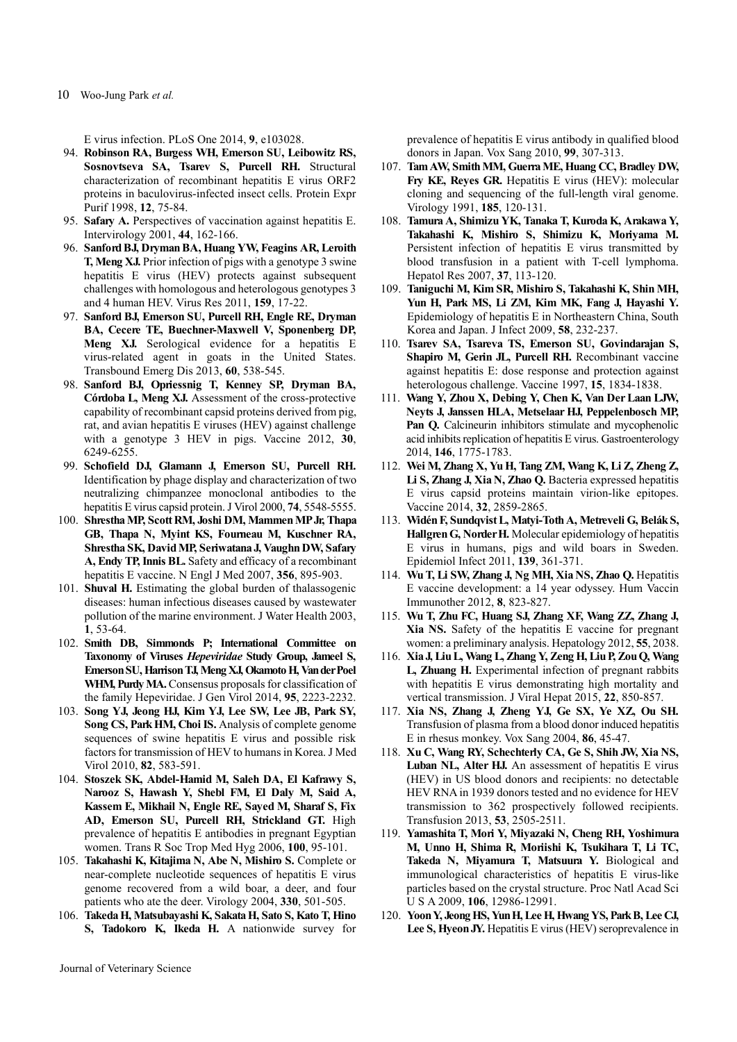E virus infection. PLoS One 2014, **9**, e103028.

94. **Robinson RA, Burgess WH, Emerson SU, Leibowitz RS, Sosnovtseva SA, Tsarev S, Purcell RH.** Structural characterization of recombinant hepatitis E virus ORF2 proteins in baculovirus-infected insect cells. Protein Expr Purif 1998, **12**, 75-84.
95. **Safary A.** Perspectives of vaccination against hepatitis E. Intervirology 2001, **44**, 162-166.
96. **Sanford BJ, Dryman BA, Huang YW, Feagins AR, Leroith T, Meng XJ.** Prior infection of pigs with a genotype 3 swine hepatitis E virus (HEV) protects against subsequent challenges with homologous and heterologous genotypes 3 and 4 human HEV. Virus Res 2011, **159**, 17-22.
97. **Sanford BJ, Emerson SU, Purcell RH, Engle RE, Dryman BA, Cecere TE, Buechner-Maxwell V, Sponenberg DP, Meng XJ.** Serological evidence for a hepatitis E virus-related agent in goats in the United States. Transbound Emerg Dis 2013, **60**, 538-545.
98. **Sanford BJ, Opriessnig T, Kenney SP, Dryman BA, Córdoba L, Meng XJ.** Assessment of the cross-protective capability of recombinant capsid proteins derived from pig, rat, and avian hepatitis E viruses (HEV) against challenge with a genotype 3 HEV in pigs. Vaccine 2012, **30**, 6249-6255.
99. **Schofield DJ, Glamann J, Emerson SU, Purcell RH.** Identification by phage display and characterization of two neutralizing chimpanzee monoclonal antibodies to the hepatitis E virus capsid protein. J Virol 2000, **74**, 5548-5555.
100. **Shrestha MP, Scott RM, Joshi DM, Mammen MP Jr, Thapa GB, Thapa N, Myint KS, Fourneau M, Kuschner RA, Shrestha SK, David MP, Seriwatana J, Vaughn DW, Safary A, Endy TP, Innis BL.** Safety and efficacy of a recombinant hepatitis E vaccine. N Engl J Med 2007, **356**, 895-903.
101. **Shuval H.** Estimating the global burden of thalassogenic diseases: human infectious diseases caused by wastewater pollution of the marine environment. J Water Health 2003, **1**, 53-64.
102. **Smith DB, Simmonds P; International Committee on Taxonomy of Viruses *Hepeviridae* Study Group, Jameel S, Emerson SU, Harrison TJ, Meng XJ, Okamoto H, Van der Poel WHM, Purdy MA.** Consensus proposals for classification of the family Hepeviridae. J Gen Virol 2014, **95**, 2223-2232.
103. **Song YJ, Jeong HJ, Kim YJ, Lee SW, Lee JB, Park SY, Song CS, Park HM, Choi IS.** Analysis of complete genome sequences of swine hepatitis E virus and possible risk factors for transmission of HEV to humans in Korea. J Med Virol 2010, **82**, 583-591.
104. **Stoszek SK, Abdel-Hamid M, Saleh DA, El Kafrawy S, Narooz S, Hawash Y, Shebl FM, El Daly M, Said A, Kassem E, Mikhail N, Engle RE, Sayed M, Sharaf S, Fix AD, Emerson SU, Purcell RH, Strickland GT.** High prevalence of hepatitis E antibodies in pregnant Egyptian women. Trans R Soc Trop Med Hyg 2006, **100**, 95-101.
105. **Takahashi K, Kitajima N, Abe N, Mishiro S.** Complete or near-complete nucleotide sequences of hepatitis E virus genome recovered from a wild boar, a deer, and four patients who ate the deer. Virology 2004, **330**, 501-505.
106. **Takeda H, Matsubayashi K, Sakata H, Sato S, Kato T, Hino S, Tadokoro K, Ikeda H.** A nationwide survey for prevalence of hepatitis E virus antibody in qualified blood donors in Japan. Vox Sang 2010, **99**, 307-313.
107. **Tam AW, Smith MM, Guerra ME, Huang CC, Bradley DW, Fry KE, Reyes GR.** Hepatitis E virus (HEV): molecular cloning and sequencing of the full-length viral genome. Virology 1991, **185**, 120-131.
108. **Tamura A, Shimizu YK, Tanaka T, Kuroda K, Arakawa Y, Takahashi K, Mishiro S, Shimizu K, Moriyama M.** Persistent infection of hepatitis E virus transmitted by blood transfusion in a patient with T-cell lymphoma. Hepatol Res 2007, **37**, 113-120.
109. **Taniguchi M, Kim SR, Mishiro S, Takahashi K, Shin MH, Yun H, Park MS, Li ZM, Kim MK, Fang J, Hayashi Y.** Epidemiology of hepatitis E in Northeastern China, South Korea and Japan. J Infect 2009, **58**, 232-237.
110. **Tsarev SA, Tsareva TS, Emerson SU, Govindarajan S, Shapiro M, Gerin JL, Purcell RH.** Recombinant vaccine against hepatitis E: dose response and protection against heterologous challenge. Vaccine 1997, **15**, 1834-1838.
111. **Wang Y, Zhou X, Debing Y, Chen K, Van Der Laan LJW, Neyts J, Janssen HLA, Metselaar HJ, Peppelenbosch MP, Pan Q.** Calcineurin inhibitors stimulate and mycophenolic acid inhibits replication of hepatitis E virus. Gastroenterology 2014, **146**, 1775-1783.
112. **Wei M, Zhang X, Yu H, Tang ZM, Wang K, Li Z, Zheng Z, Li S, Zhang J, Xia N, Zhao Q.** Bacteria expressed hepatitis E virus capsid proteins maintain virion-like epitopes. Vaccine 2014, **32**, 2859-2865.
113. **Widén F, Sundqvist L, Matyi-Toth A, Metreveli G, Belák S, Hallgren G, Norder H.** Molecular epidemiology of hepatitis E virus in humans, pigs and wild boars in Sweden. Epidemiol Infect 2011, **139**, 361-371.
114. **Wu T, Li SW, Zhang J, Ng MH, Xia NS, Zhao Q.** Hepatitis E vaccine development: a 14 year odyssey. Hum Vaccin Immunother 2012, **8**, 823-827.
115. **Wu T, Zhu FC, Huang SJ, Zhang XF, Wang ZZ, Zhang J, Xia NS.** Safety of the hepatitis E vaccine for pregnant women: a preliminary analysis. Hepatology 2012, **55**, 2038.
116. **Xia J, Liu L, Wang L, Zhang Y, Zeng H, Liu P, Zou Q, Wang L, Zhuang H.** Experimental infection of pregnant rabbits with hepatitis E virus demonstrating high mortality and vertical transmission. J Viral Hepat 2015, **22**, 850-857.
117. **Xia NS, Zhang J, Zheng YJ, Ge SX, Ye XZ, Ou SH.** Transfusion of plasma from a blood donor induced hepatitis E in rhesus monkey. Vox Sang 2004, **86**, 45-47.
118. **Xu C, Wang RY, Schechterly CA, Ge S, Shih JW, Xia NS, Luban NL, Alter HJ.** An assessment of hepatitis E virus (HEV) in US blood donors and recipients: no detectable HEV RNA in 1939 donors tested and no evidence for HEV transmission to 362 prospectively followed recipients. Transfusion 2013, **53**, 2505-2511.
119. **Yamashita T, Mori Y, Miyazaki N, Cheng RH, Yoshimura M, Unno H, Shima R, Moriishi K, Tsukihara T, Li TC, Takeda N, Miyamura T, Matsuura Y.** Biological and immunological characteristics of hepatitis E virus-like particles based on the crystal structure. Proc Natl Acad Sci U S A 2009, **106**, 12986-12991.
120. **Yoon Y, Jeong HS, Yun H, Lee H, Hwang YS, Park B, Lee CJ, Lee S, Hyeon JY.** Hepatitis E virus (HEV) seroprevalence in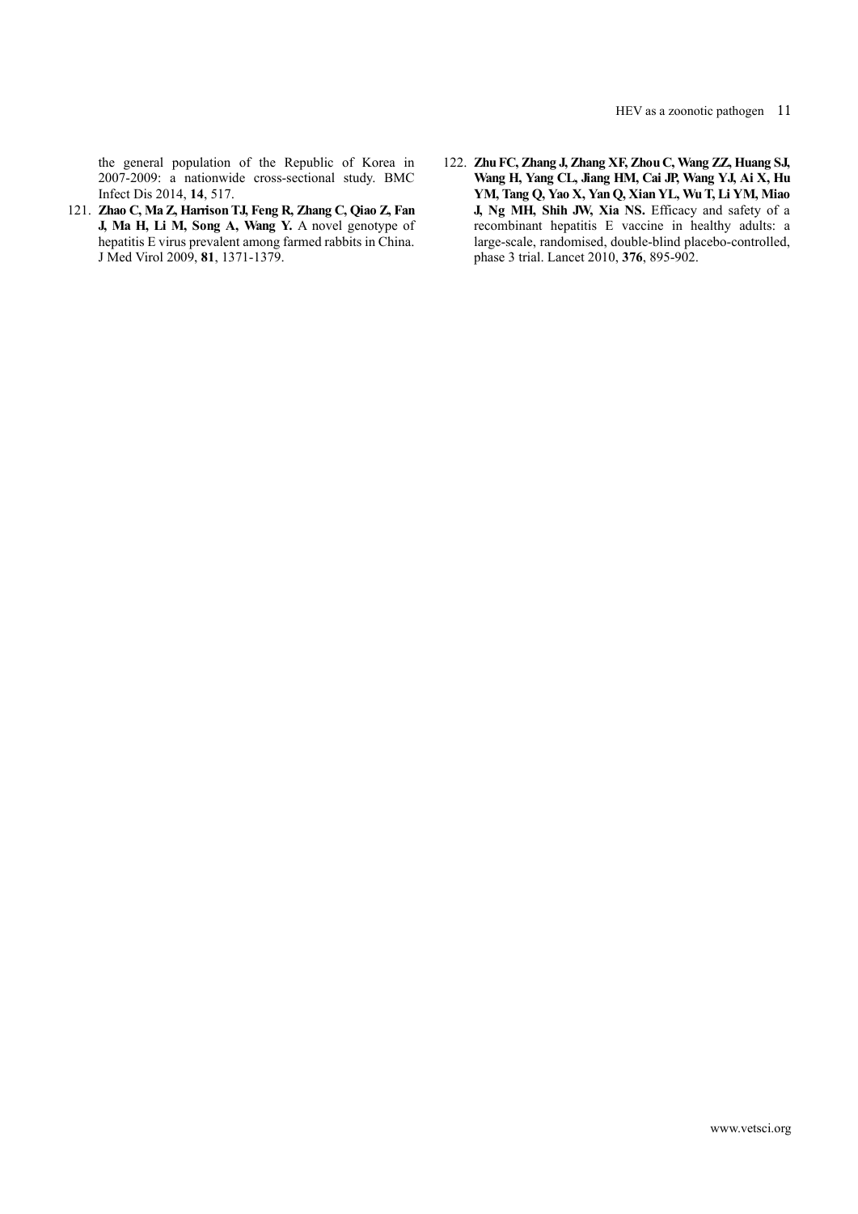the general population of the Republic of Korea in 2007-2009: a nationwide cross-sectional study. BMC Infect Dis 2014, **14**, 517.

121. **Zhao C, Ma Z, Harrison TJ, Feng R, Zhang C, Qiao Z, Fan J, Ma H, Li M, Song A, Wang Y.** A novel genotype of hepatitis E virus prevalent among farmed rabbits in China. J Med Virol 2009, **81**, 1371-1379.

122. **Zhu FC, Zhang J, Zhang XF, Zhou C, Wang ZZ, Huang SJ, Wang H, Yang CL, Jiang HM, Cai JP, Wang YJ, Ai X, Hu YM, Tang Q, Yao X, Yan Q, Xian YL, Wu T, Li YM, Miao J, Ng MH, Shih JW, Xia NS.** Efficacy and safety of a recombinant hepatitis E vaccine in healthy adults: a large-scale, randomised, double-blind placebo-controlled, phase 3 trial. Lancet 2010, **376**, 895-902.